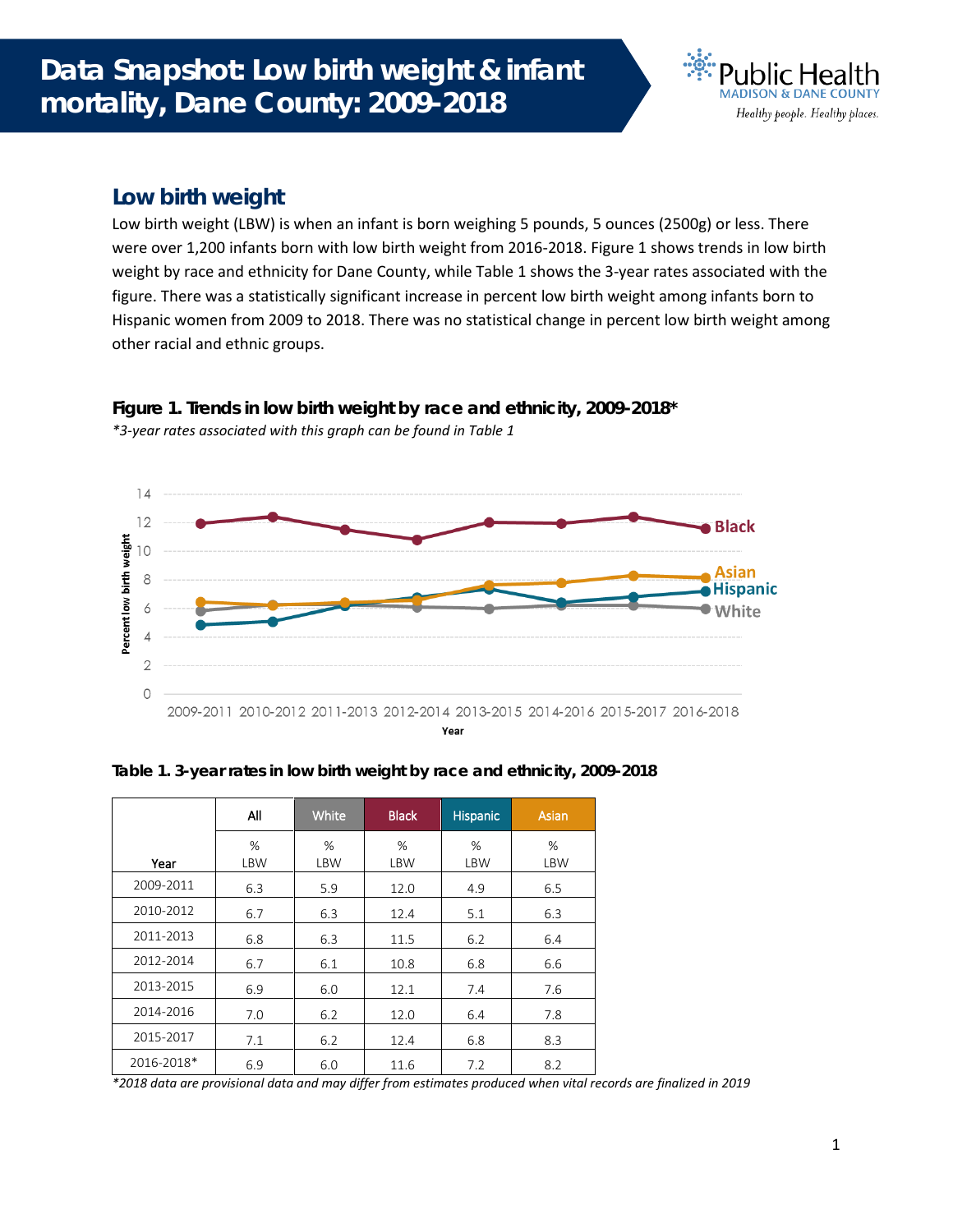# Data Snapshot: Low birth weight & infant mortality, Dane County: 2009-2018

Public Health
MADISON & DANE COUNTY
*Healthy people. Healthy places.*

## Low birth weight

Low birth weight (LBW) is when an infant is born weighing 5 pounds, 5 ounces (2500g) or less. There were over 1,200 infants born with low birth weight from 2016-2018. Figure 1 shows trends in low birth weight by race and ethnicity for Dane County, while Table 1 shows the 3-year rates associated with the figure. There was a statistically significant increase in percent low birth weight among infants born to Hispanic women from 2009 to 2018. There was no statistical change in percent low birth weight among other racial and ethnic groups.

### Figure 1. Trends in low birth weight by race and ethnicity, 2009-2018*

*\*3-year rates associated with this graph can be found in Table 1*

### Table 1. 3-year rates in low birth weight by race and ethnicity, 2009-2018

| Year | All | White | Black | Hispanic | Asian |
|---|---|---|---|---|---|
| | % LBW | % LBW | % LBW | % LBW | % LBW |
| 2009-2011 | 6.3 | 5.9 | 12.0 | 4.9 | 6.5 |
| 2010-2012 | 6.7 | 6.3 | 12.4 | 5.1 | 6.3 |
| 2011-2013 | 6.8 | 6.3 | 11.5 | 6.2 | 6.4 |
| 2012-2014 | 6.7 | 6.1 | 10.8 | 6.8 | 6.6 |
| 2013-2015 | 6.9 | 6.0 | 12.1 | 7.4 | 7.6 |
| 2014-2016 | 7.0 | 6.2 | 12.0 | 6.4 | 7.8 |
| 2015-2017 | 7.1 | 6.2 | 12.4 | 6.8 | 8.3 |
| 2016-2018* | 6.9 | 6.0 | 11.6 | 7.2 | 8.2 |

*\*2018 data are provisional data and may differ from estimates produced when vital records are finalized in 2019*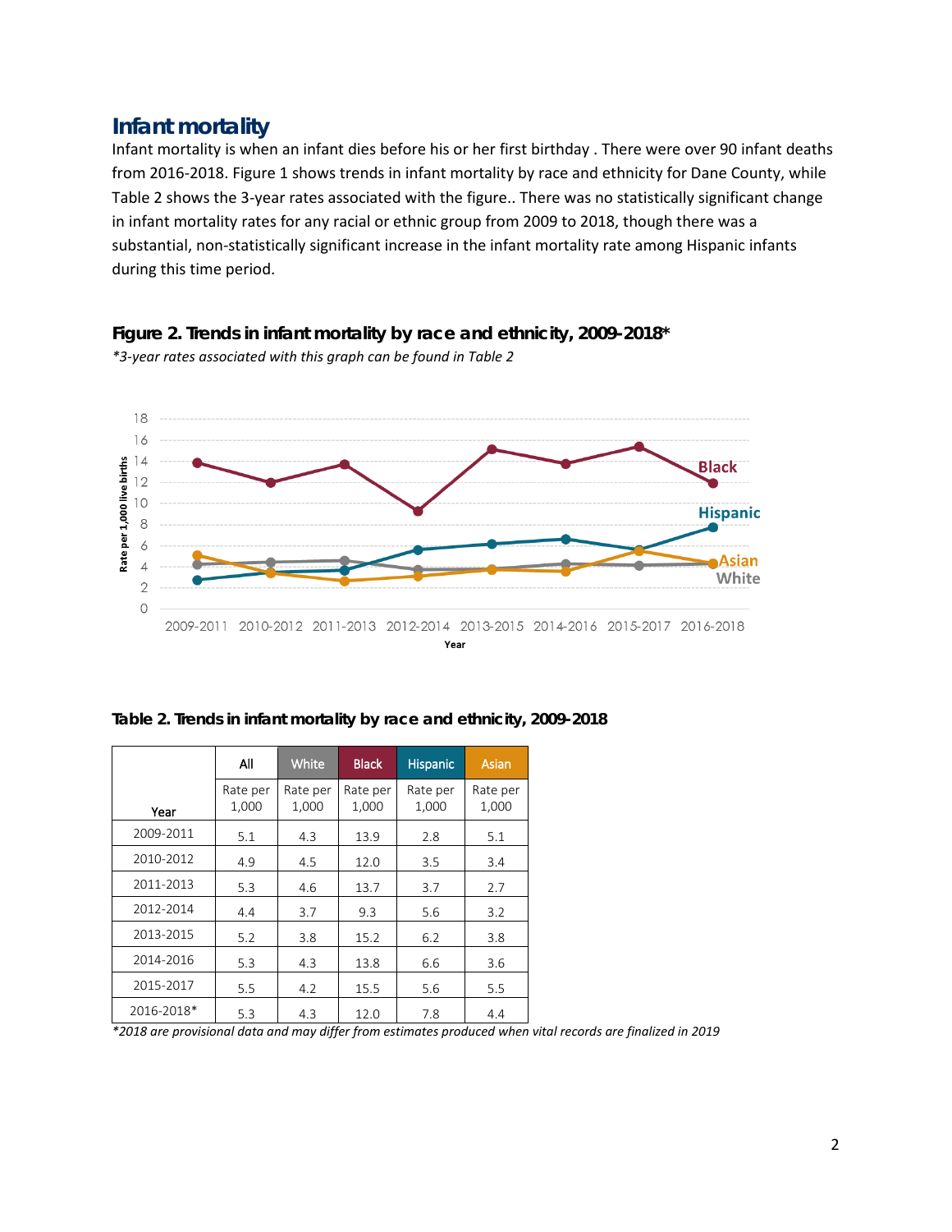## Infant mortality

Infant mortality is when an infant dies before his or her first birthday . There were over 90 infant deaths from 2016-2018. Figure 1 shows trends in infant mortality by race and ethnicity for Dane County, while Table 2 shows the 3-year rates associated with the figure.. There was no statistically significant change in infant mortality rates for any racial or ethnic group from 2009 to 2018, though there was a substantial, non-statistically significant increase in the infant mortality rate among Hispanic infants during this time period.

**Figure 2. Trends in infant mortality by race and ethnicity, 2009-2018***

*\*3-year rates associated with this graph can be found in Table 2*

**Table 2. Trends in infant mortality by race and ethnicity, 2009-2018**

| | All | White | Black | Hispanic | Asian |
|---|---|---|---|---|---|
| Year | Rate per 1,000 | Rate per 1,000 | Rate per 1,000 | Rate per 1,000 | Rate per 1,000 |
| 2009-2011 | 5.1 | 4.3 | 13.9 | 2.8 | 5.1 |
| 2010-2012 | 4.9 | 4.5 | 12.0 | 3.5 | 3.4 |
| 2011-2013 | 5.3 | 4.6 | 13.7 | 3.7 | 2.7 |
| 2012-2014 | 4.4 | 3.7 | 9.3 | 5.6 | 3.2 |
| 2013-2015 | 5.2 | 3.8 | 15.2 | 6.2 | 3.8 |
| 2014-2016 | 5.3 | 4.3 | 13.8 | 6.6 | 3.6 |
| 2015-2017 | 5.5 | 4.2 | 15.5 | 5.6 | 5.5 |
| 2016-2018* | 5.3 | 4.3 | 12.0 | 7.8 | 4.4 |

*\*2018 are provisional data and may differ from estimates produced when vital records are finalized in 2019*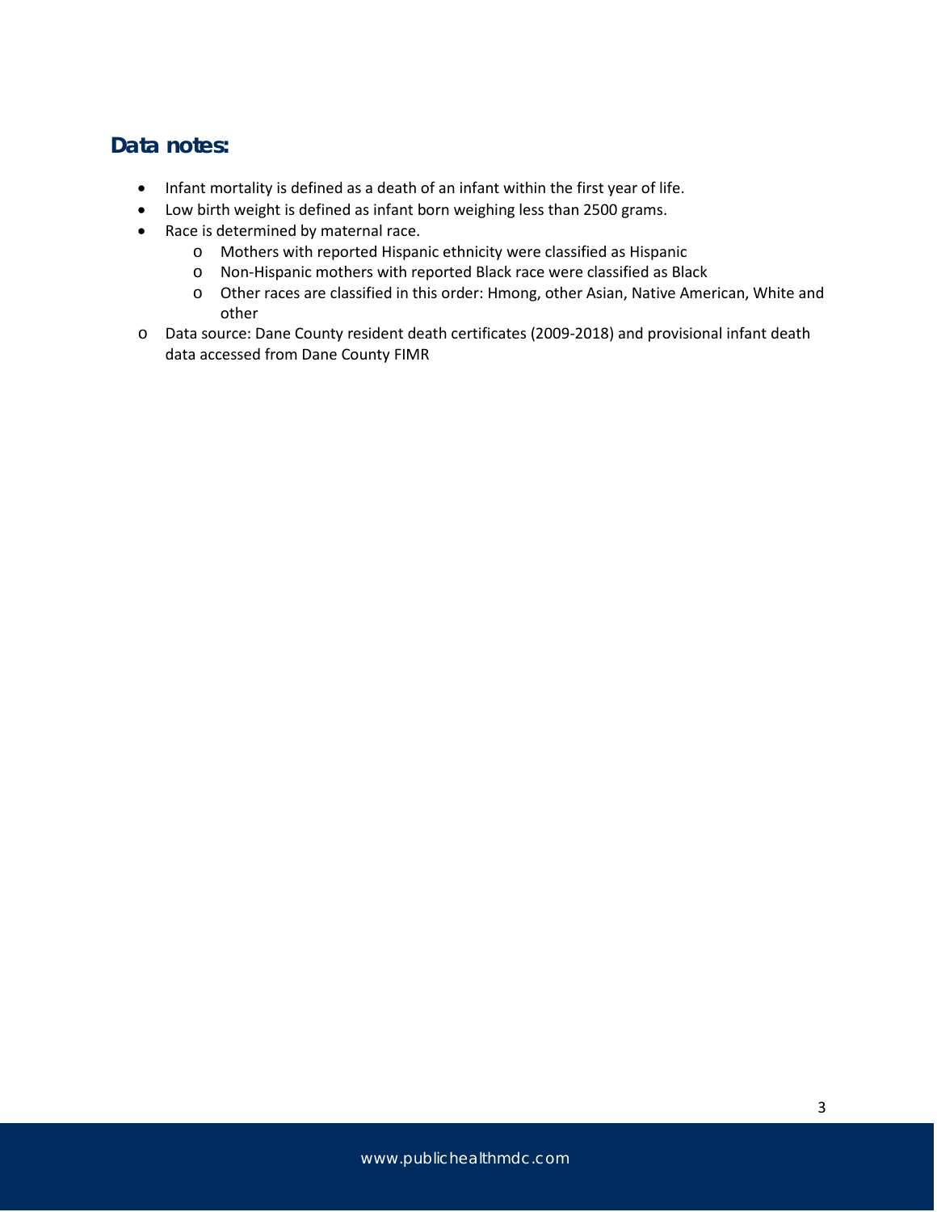## Data notes:

- Infant mortality is defined as a death of an infant within the first year of life.
- Low birth weight is defined as infant born weighing less than 2500 grams.
- Race is determined by maternal race.
    - Mothers with reported Hispanic ethnicity were classified as Hispanic
    - Non-Hispanic mothers with reported Black race were classified as Black
    - Other races are classified in this order: Hmong, other Asian, Native American, White and other
- Data source: Dane County resident death certificates (2009-2018) and provisional infant death data accessed from Dane County FIMR